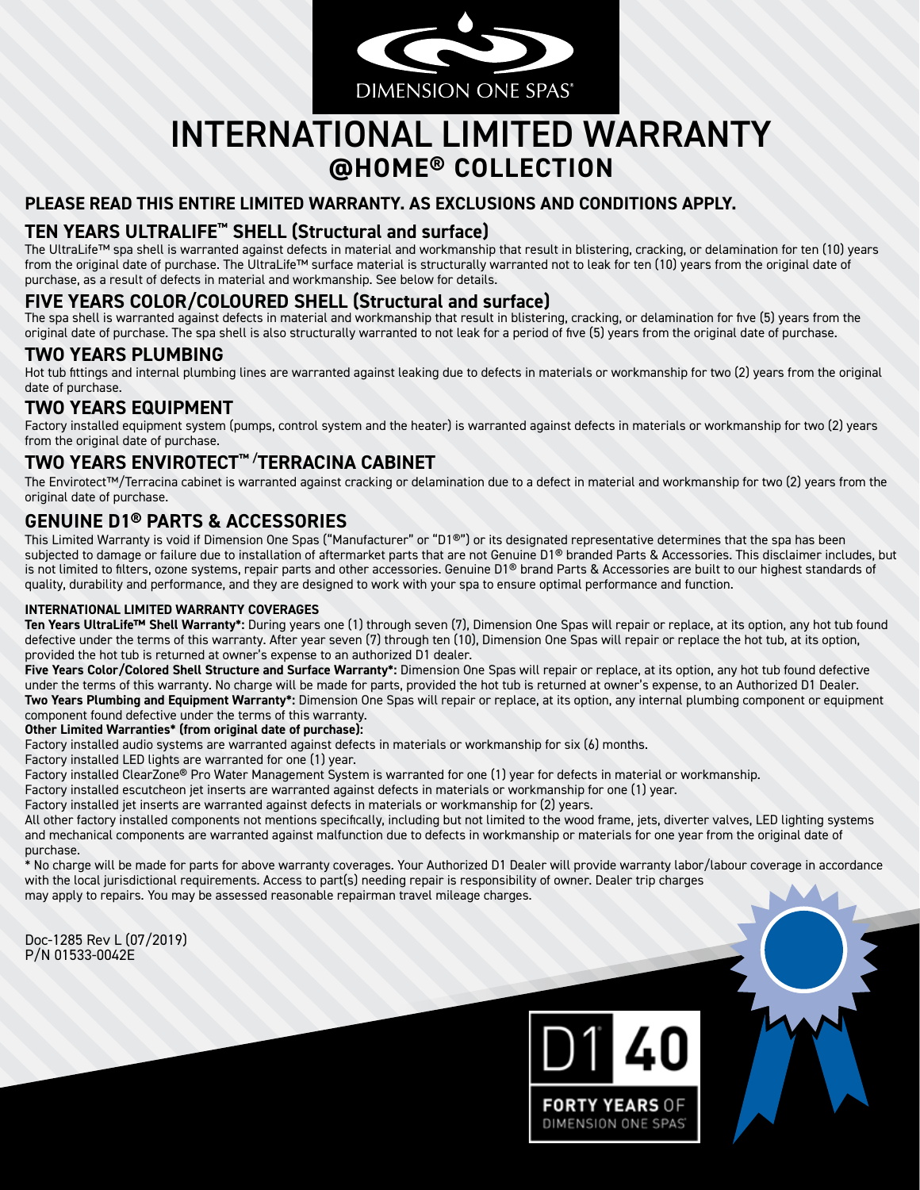DIMENSION ONE SPAS®

# INTERNATIONAL LIMITED WARRANTY
## @HOME® COLLECTION

### PLEASE READ THIS ENTIRE LIMITED WARRANTY. AS EXCLUSIONS AND CONDITIONS APPLY.

### TEN YEARS ULTRALIFE™ SHELL (Structural and surface)

The UltraLife™ spa shell is warranted against defects in material and workmanship that result in blistering, cracking, or delamination for ten (10) years from the original date of purchase. The UltraLife™ surface material is structurally warranted not to leak for ten (10) years from the original date of purchase, as a result of defects in material and workmanship. See below for details.

### FIVE YEARS COLOR/COLOURED SHELL (Structural and surface)

The spa shell is warranted against defects in material and workmanship that result in blistering, cracking, or delamination for five (5) years from the original date of purchase. The spa shell is also structurally warranted to not leak for a period of five (5) years from the original date of purchase.

### TWO YEARS PLUMBING

Hot tub fittings and internal plumbing lines are warranted against leaking due to defects in materials or workmanship for two (2) years from the original date of purchase.

### TWO YEARS EQUIPMENT

Factory installed equipment system (pumps, control system and the heater) is warranted against defects in materials or workmanship for two (2) years from the original date of purchase.

### TWO YEARS ENVIROTECT™/TERRACINA CABINET

The Envirotect™/Terracina cabinet is warranted against cracking or delamination due to a defect in material and workmanship for two (2) years from the original date of purchase.

### GENUINE D1® PARTS & ACCESSORIES

This Limited Warranty is void if Dimension One Spas ("Manufacturer" or "D1®") or its designated representative determines that the spa has been subjected to damage or failure due to installation of aftermarket parts that are not Genuine D1® branded Parts & Accessories. This disclaimer includes, but is not limited to filters, ozone systems, repair parts and other accessories. Genuine D1® brand Parts & Accessories are built to our highest standards of quality, durability and performance, and they are designed to work with your spa to ensure optimal performance and function.

#### INTERNATIONAL LIMITED WARRANTY COVERAGES

**Ten Years UltraLife™ Shell Warranty*:** During years one (1) through seven (7), Dimension One Spas will repair or replace, at its option, any hot tub found defective under the terms of this warranty. After year seven (7) through ten (10), Dimension One Spas will repair or replace the hot tub, at its option, provided the hot tub is returned at owner's expense to an authorized D1 dealer.

**Five Years Color/Colored Shell Structure and Surface Warranty*:** Dimension One Spas will repair or replace, at its option, any hot tub found defective under the terms of this warranty. No charge will be made for parts, provided the hot tub is returned at owner's expense, to an Authorized D1 Dealer.

**Two Years Plumbing and Equipment Warranty*:** Dimension One Spas will repair or replace, at its option, any internal plumbing component or equipment component found defective under the terms of this warranty.

**Other Limited Warranties* (from original date of purchase):**

Factory installed audio systems are warranted against defects in materials or workmanship for six (6) months.

Factory installed LED lights are warranted for one (1) year.

Factory installed ClearZone® Pro Water Management System is warranted for one (1) year for defects in material or workmanship.

Factory installed escutcheon jet inserts are warranted against defects in materials or workmanship for one (1) year.

Factory installed jet inserts are warranted against defects in materials or workmanship for (2) years.

All other factory installed components not mentions specifically, including but not limited to the wood frame, jets, diverter valves, LED lighting systems and mechanical components are warranted against malfunction due to defects in workmanship or materials for one year from the original date of purchase.

* No charge will be made for parts for above warranty coverages. Your Authorized D1 Dealer will provide warranty labor/labour coverage in accordance with the local jurisdictional requirements. Access to part(s) needing repair is responsibility of owner. Dealer trip charges may apply to repairs. You may be assessed reasonable repairman travel mileage charges.

Doc-1285 Rev L (07/2019)
P/N 01533-0042E

D1 40 FORTY YEARS OF DIMENSION ONE SPAS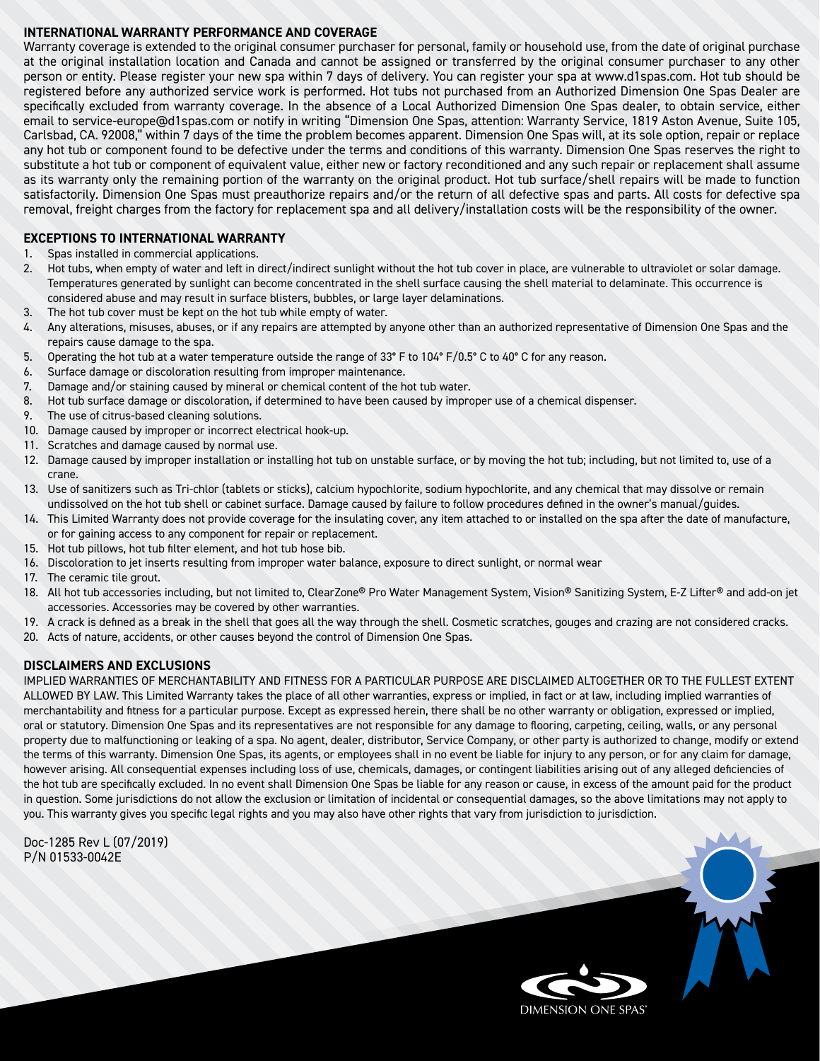## INTERNATIONAL WARRANTY PERFORMANCE AND COVERAGE

Warranty coverage is extended to the original consumer purchaser for personal, family or household use, from the date of original purchase at the original installation location and Canada and cannot be assigned or transferred by the original consumer purchaser to any other person or entity. Please register your new spa within 7 days of delivery. You can register your spa at www.d1spas.com. Hot tub should be registered before any authorized service work is performed. Hot tubs not purchased from an Authorized Dimension One Spas Dealer are specifically excluded from warranty coverage. In the absence of a Local Authorized Dimension One Spas dealer, to obtain service, either email to service-europe@d1spas.com or notify in writing "Dimension One Spas, attention: Warranty Service, 1819 Aston Avenue, Suite 105, Carlsbad, CA. 92008," within 7 days of the time the problem becomes apparent. Dimension One Spas will, at its sole option, repair or replace any hot tub or component found to be defective under the terms and conditions of this warranty. Dimension One Spas reserves the right to substitute a hot tub or component of equivalent value, either new or factory reconditioned and any such repair or replacement shall assume as its warranty only the remaining portion of the warranty on the original product. Hot tub surface/shell repairs will be made to function satisfactorily. Dimension One Spas must preauthorize repairs and/or the return of all defective spas and parts. All costs for defective spa removal, freight charges from the factory for replacement spa and all delivery/installation costs will be the responsibility of the owner.

## EXCEPTIONS TO INTERNATIONAL WARRANTY

1. Spas installed in commercial applications.
2. Hot tubs, when empty of water and left in direct/indirect sunlight without the hot tub cover in place, are vulnerable to ultraviolet or solar damage. Temperatures generated by sunlight can become concentrated in the shell surface causing the shell material to delaminate. This occurrence is considered abuse and may result in surface blisters, bubbles, or large layer delaminations.
3. The hot tub cover must be kept on the hot tub while empty of water.
4. Any alterations, misuses, abuses, or if any repairs are attempted by anyone other than an authorized representative of Dimension One Spas and the repairs cause damage to the spa.
5. Operating the hot tub at a water temperature outside the range of 33° F to 104° F/0.5° C to 40° C for any reason.
6. Surface damage or discoloration resulting from improper maintenance.
7. Damage and/or staining caused by mineral or chemical content of the hot tub water.
8. Hot tub surface damage or discoloration, if determined to have been caused by improper use of a chemical dispenser.
9. The use of citrus-based cleaning solutions.
10. Damage caused by improper or incorrect electrical hook-up.
11. Scratches and damage caused by normal use.
12. Damage caused by improper installation or installing hot tub on unstable surface, or by moving the hot tub; including, but not limited to, use of a crane.
13. Use of sanitizers such as Tri-chlor (tablets or sticks), calcium hypochlorite, sodium hypochlorite, and any chemical that may dissolve or remain undissolved on the hot tub shell or cabinet surface. Damage caused by failure to follow procedures defined in the owner's manual/guides.
14. This Limited Warranty does not provide coverage for the insulating cover, any item attached to or installed on the spa after the date of manufacture, or for gaining access to any component for repair or replacement.
15. Hot tub pillows, hot tub filter element, and hot tub hose bib.
16. Discoloration to jet inserts resulting from improper water balance, exposure to direct sunlight, or normal wear
17. The ceramic tile grout.
18. All hot tub accessories including, but not limited to, ClearZone® Pro Water Management System, Vision® Sanitizing System, E-Z Lifter® and add-on jet accessories. Accessories may be covered by other warranties.
19. A crack is defined as a break in the shell that goes all the way through the shell. Cosmetic scratches, gouges and crazing are not considered cracks.
20. Acts of nature, accidents, or other causes beyond the control of Dimension One Spas.

## DISCLAIMERS AND EXCLUSIONS

IMPLIED WARRANTIES OF MERCHANTABILITY AND FITNESS FOR A PARTICULAR PURPOSE ARE DISCLAIMED ALTOGETHER OR TO THE FULLEST EXTENT ALLOWED BY LAW. This Limited Warranty takes the place of all other warranties, express or implied, in fact or at law, including implied warranties of merchantability and fitness for a particular purpose. Except as expressed herein, there shall be no other warranty or obligation, expressed or implied, oral or statutory. Dimension One Spas and its representatives are not responsible for any damage to flooring, carpeting, ceiling, walls, or any personal property due to malfunctioning or leaking of a spa. No agent, dealer, distributor, Service Company, or other party is authorized to change, modify or extend the terms of this warranty. Dimension One Spas, its agents, or employees shall in no event be liable for injury to any person, or for any claim for damage, however arising. All consequential expenses including loss of use, chemicals, damages, or contingent liabilities arising out of any alleged deficiencies of the hot tub are specifically excluded. In no event shall Dimension One Spas be liable for any reason or cause, in excess of the amount paid for the product in question. Some jurisdictions do not allow the exclusion or limitation of incidental or consequential damages, so the above limitations may not apply to you. This warranty gives you specific legal rights and you may also have other rights that vary from jurisdiction to jurisdiction.

Doc-1285 Rev L (07/2019)
P/N 01533-0042E

DIMENSION ONE SPAS®